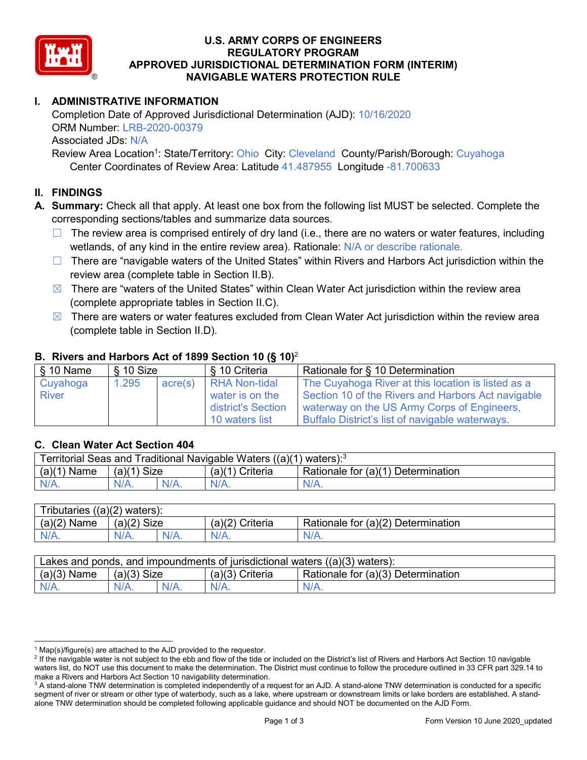# U.S. ARMY CORPS OF ENGINEERS
# REGULATORY PROGRAM
# APPROVED JURISDICTIONAL DETERMINATION FORM (INTERIM)
# NAVIGABLE WATERS PROTECTION RULE

## I. ADMINISTRATIVE INFORMATION

Completion Date of Approved Jurisdictional Determination (AJD): 10/16/2020
ORM Number: LRB-2020-00379
Associated JDs: N/A
Review Area Location[1]: State/Territory: Ohio City: Cleveland County/Parish/Borough: Cuyahoga
Center Coordinates of Review Area: Latitude 41.487955 Longitude -81.700633

## II. FINDINGS

**A. Summary:** Check all that apply. At least one box from the following list MUST be selected. Complete the corresponding sections/tables and summarize data sources.

- ☐ The review area is comprised entirely of dry land (i.e., there are no waters or water features, including wetlands, of any kind in the entire review area). Rationale: N/A or describe rationale.
- ☐ There are "navigable waters of the United States" within Rivers and Harbors Act jurisdiction within the review area (complete table in Section II.B).
- ☒ There are "waters of the United States" within Clean Water Act jurisdiction within the review area (complete appropriate tables in Section II.C).
- ☒ There are waters or water features excluded from Clean Water Act jurisdiction within the review area (complete table in Section II.D).

### B. Rivers and Harbors Act of 1899 Section 10 (§ 10)[2]

| § 10 Name | § 10 Size | | § 10 Criteria | Rationale for § 10 Determination |
|---|---|---|---|---|
| Cuyahoga River | 1.295 | acre(s) | RHA Non-tidal water is on the district's Section 10 waters list | The Cuyahoga River at this location is listed as a Section 10 of the Rivers and Harbors Act navigable waterway on the US Army Corps of Engineers, Buffalo District's list of navigable waterways. |

### C. Clean Water Act Section 404

| Territorial Seas and Traditional Navigable Waters ((a)(1) waters):[3] | | | | |
|---|---|---|---|---|
| (a)(1) Name | (a)(1) Size | | (a)(1) Criteria | Rationale for (a)(1) Determination |
| N/A. | N/A. | N/A. | N/A. | N/A. |

| Tributaries ((a)(2) waters): | | | | |
|---|---|---|---|---|
| (a)(2) Name | (a)(2) Size | | (a)(2) Criteria | Rationale for (a)(2) Determination |
| N/A. | N/A. | N/A. | N/A. | N/A. |

| Lakes and ponds, and impoundments of jurisdictional waters ((a)(3) waters): | | | | |
|---|---|---|---|---|
| (a)(3) Name | (a)(3) Size | | (a)(3) Criteria | Rationale for (a)(3) Determination |
| N/A. | N/A. | N/A. | N/A. | N/A. |

---

[1] Map(s)/figure(s) are attached to the AJD provided to the requestor.
[2] If the navigable water is not subject to the ebb and flow of the tide or included on the District's list of Rivers and Harbors Act Section 10 navigable waters list, do NOT use this document to make the determination. The District must continue to follow the procedure outlined in 33 CFR part 329.14 to make a Rivers and Harbors Act Section 10 navigability determination.
[3] A stand-alone TNW determination is completed independently of a request for an AJD. A stand-alone TNW determination is conducted for a specific segment of river or stream or other type of waterbody, such as a lake, where upstream or downstream limits or lake borders are established. A stand-alone TNW determination should be completed following applicable guidance and should NOT be documented on the AJD Form.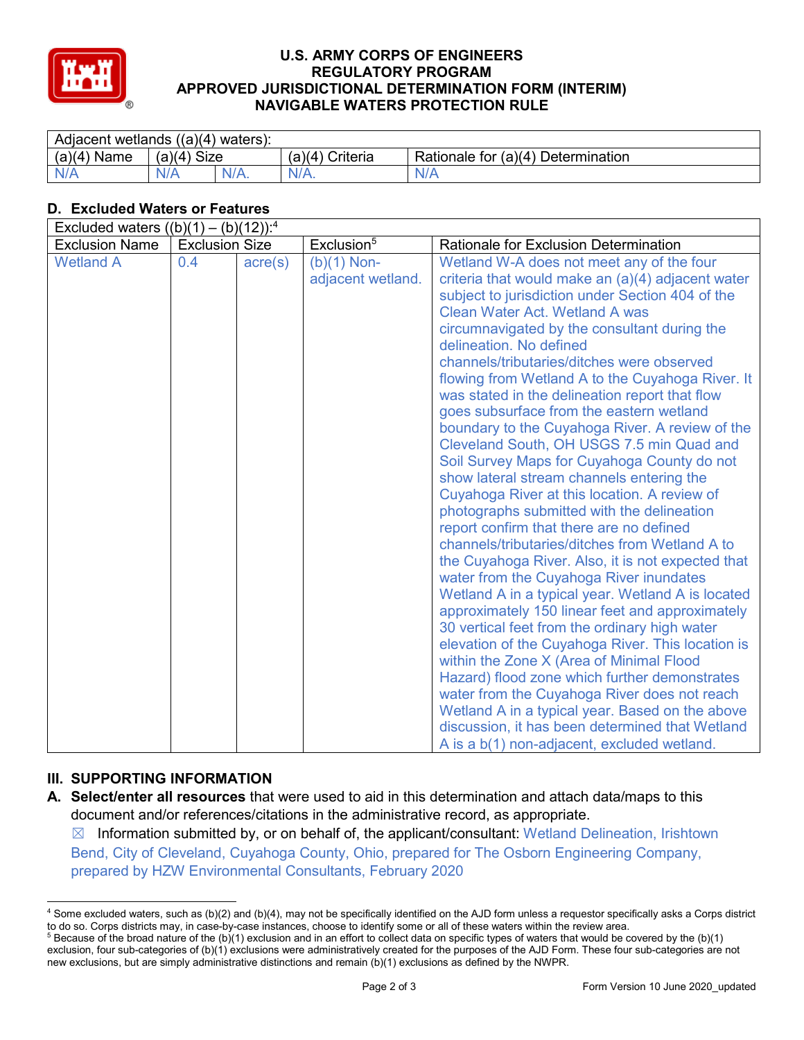# U.S. ARMY CORPS OF ENGINEERS
# REGULATORY PROGRAM
# APPROVED JURISDICTIONAL DETERMINATION FORM (INTERIM)
# NAVIGABLE WATERS PROTECTION RULE

| Adjacent wetlands ((a)(4) waters): | | | | |
|---|---|---|---|---|
| (a)(4) Name | (a)(4) Size | | (a)(4) Criteria | Rationale for (a)(4) Determination |
| N/A | N/A | N/A. | N/A. | N/A |

## D. Excluded Waters or Features

| Excluded waters ((b)(1) – (b)(12)):[4] | | | | |
|---|---|---|---|---|
| Exclusion Name | Exclusion Size | | Exclusion[5] | Rationale for Exclusion Determination |
| Wetland A | 0.4 | acre(s) | (b)(1) Non-adjacent wetland. | Wetland W-A does not meet any of the four criteria that would make an (a)(4) adjacent water subject to jurisdiction under Section 404 of the Clean Water Act. Wetland A was circumnavigated by the consultant during the delineation. No defined channels/tributaries/ditches were observed flowing from Wetland A to the Cuyahoga River. It was stated in the delineation report that flow goes subsurface from the eastern wetland boundary to the Cuyahoga River. A review of the Cleveland South, OH USGS 7.5 min Quad and Soil Survey Maps for Cuyahoga County do not show lateral stream channels entering the Cuyahoga River at this location. A review of photographs submitted with the delineation report confirm that there are no defined channels/tributaries/ditches from Wetland A to the Cuyahoga River. Also, it is not expected that water from the Cuyahoga River inundates Wetland A in a typical year. Wetland A is located approximately 150 linear feet and approximately 30 vertical feet from the ordinary high water elevation of the Cuyahoga River. This location is within the Zone X (Area of Minimal Flood Hazard) flood zone which further demonstrates water from the Cuyahoga River does not reach Wetland A in a typical year. Based on the above discussion, it has been determined that Wetland A is a b(1) non-adjacent, excluded wetland. |

## III. SUPPORTING INFORMATION

**A. Select/enter all resources** that were used to aid in this determination and attach data/maps to this document and/or references/citations in the administrative record, as appropriate.

☒ Information submitted by, or on behalf of, the applicant/consultant: Wetland Delineation, Irishtown Bend, City of Cleveland, Cuyahoga County, Ohio, prepared for The Osborn Engineering Company, prepared by HZW Environmental Consultants, February 2020

---

[4] Some excluded waters, such as (b)(2) and (b)(4), may not be specifically identified on the AJD form unless a requestor specifically asks a Corps district to do so. Corps districts may, in case-by-case instances, choose to identify some or all of these waters within the review area.

[5] Because of the broad nature of the (b)(1) exclusion and in an effort to collect data on specific types of waters that would be covered by the (b)(1) exclusion, four sub-categories of (b)(1) exclusions were administratively created for the purposes of the AJD Form. These four sub-categories are not new exclusions, but are simply administrative distinctions and remain (b)(1) exclusions as defined by the NWPR.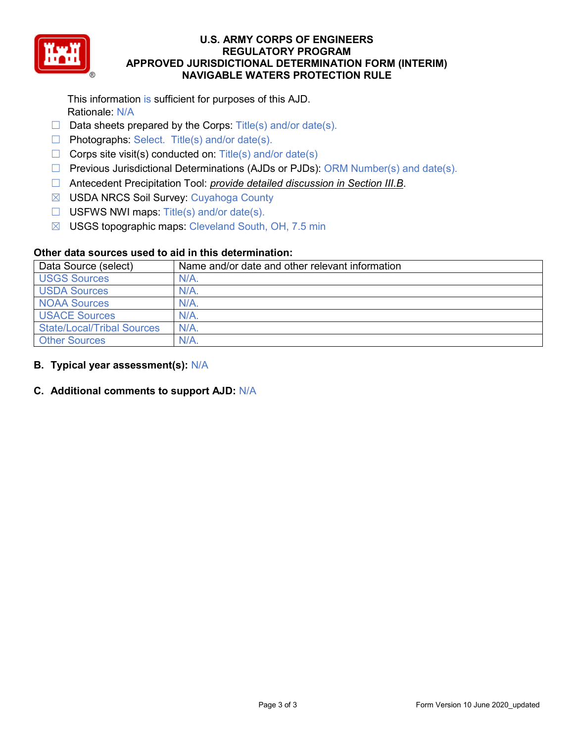This information is sufficient for purposes of this AJD.
Rationale: N/A

- ☐ Data sheets prepared by the Corps: Title(s) and/or date(s).
- ☐ Photographs: Select. Title(s) and/or date(s).
- ☐ Corps site visit(s) conducted on: Title(s) and/or date(s)
- ☐ Previous Jurisdictional Determinations (AJDs or PJDs): ORM Number(s) and date(s).
- ☐ Antecedent Precipitation Tool: *provide detailed discussion in Section III.B*.
- ☒ USDA NRCS Soil Survey: Cuyahoga County
- ☐ USFWS NWI maps: Title(s) and/or date(s).
- ☒ USGS topographic maps: Cleveland South, OH, 7.5 min

**Other data sources used to aid in this determination:**

| Data Source (select) | Name and/or date and other relevant information |
|---|---|
| USGS Sources | N/A. |
| USDA Sources | N/A. |
| NOAA Sources | N/A. |
| USACE Sources | N/A. |
| State/Local/Tribal Sources | N/A. |
| Other Sources | N/A. |

**B. Typical year assessment(s):** N/A

**C. Additional comments to support AJD:** N/A